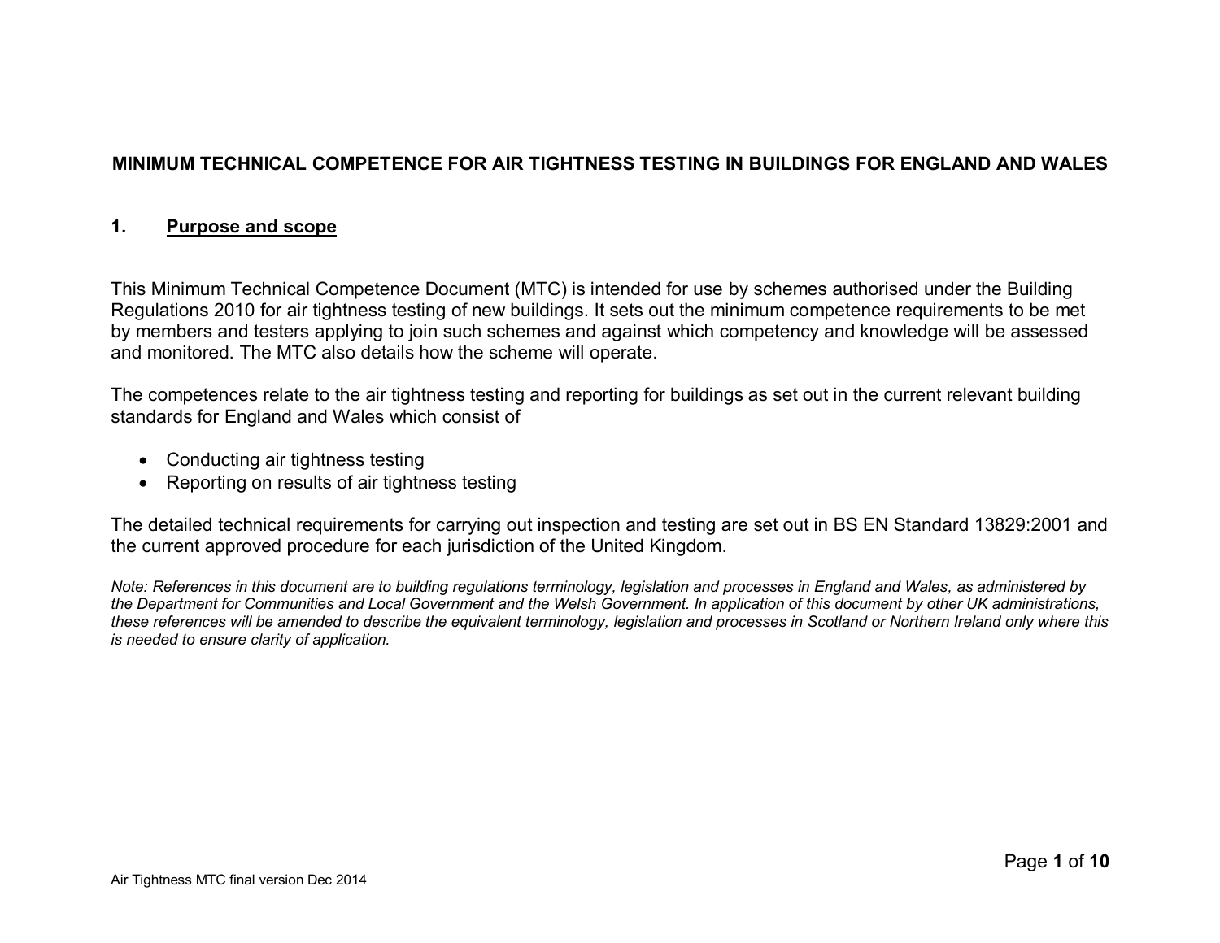# MINIMUM TECHNICAL COMPETENCE FOR AIR TIGHTNESS TESTING IN BUILDINGS FOR ENGLAND AND WALES

## 1. Purpose and scope

This Minimum Technical Competence Document (MTC) is intended for use by schemes authorised under the Building Regulations 2010 for air tightness testing of new buildings. It sets out the minimum competence requirements to be met by members and testers applying to join such schemes and against which competency and knowledge will be assessed and monitored. The MTC also details how the scheme will operate.

The competences relate to the air tightness testing and reporting for buildings as set out in the current relevant building standards for England and Wales which consist of

- Conducting air tightness testing
- Reporting on results of air tightness testing

The detailed technical requirements for carrying out inspection and testing are set out in BS EN Standard 13829:2001 and the current approved procedure for each jurisdiction of the United Kingdom.

*Note: References in this document are to building regulations terminology, legislation and processes in England and Wales, as administered by the Department for Communities and Local Government and the Welsh Government. In application of this document by other UK administrations, these references will be amended to describe the equivalent terminology, legislation and processes in Scotland or Northern Ireland only where this is needed to ensure clarity of application.*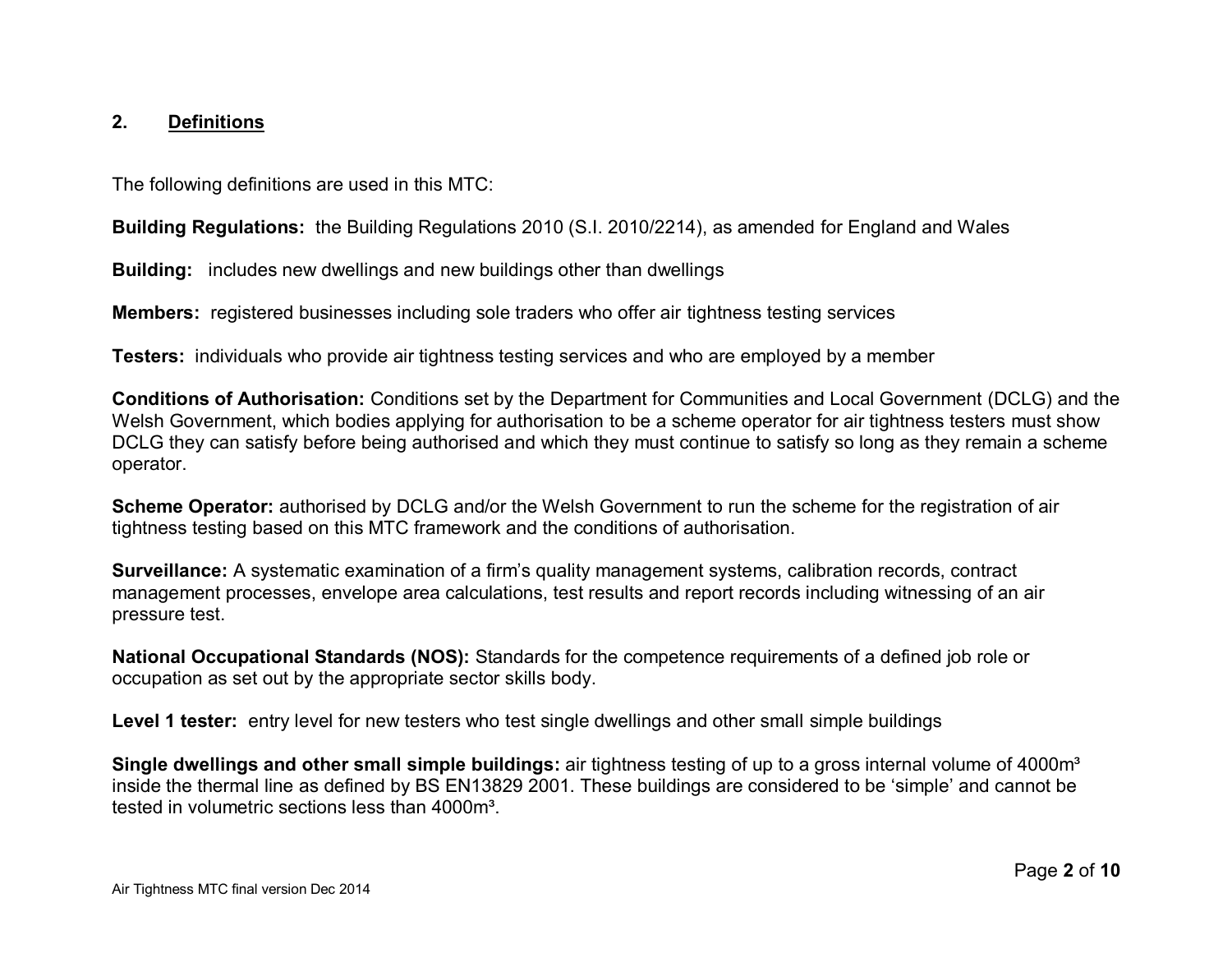## 2. Definitions

The following definitions are used in this MTC:

**Building Regulations:** the Building Regulations 2010 (S.I. 2010/2214), as amended for England and Wales

**Building:** includes new dwellings and new buildings other than dwellings

**Members:** registered businesses including sole traders who offer air tightness testing services

**Testers:** individuals who provide air tightness testing services and who are employed by a member

**Conditions of Authorisation:** Conditions set by the Department for Communities and Local Government (DCLG) and the Welsh Government, which bodies applying for authorisation to be a scheme operator for air tightness testers must show DCLG they can satisfy before being authorised and which they must continue to satisfy so long as they remain a scheme operator.

**Scheme Operator:** authorised by DCLG and/or the Welsh Government to run the scheme for the registration of air tightness testing based on this MTC framework and the conditions of authorisation.

**Surveillance:** A systematic examination of a firm's quality management systems, calibration records, contract management processes, envelope area calculations, test results and report records including witnessing of an air pressure test.

**National Occupational Standards (NOS):** Standards for the competence requirements of a defined job role or occupation as set out by the appropriate sector skills body.

**Level 1 tester:** entry level for new testers who test single dwellings and other small simple buildings

**Single dwellings and other small simple buildings:** air tightness testing of up to a gross internal volume of 4000m³ inside the thermal line as defined by BS EN13829 2001. These buildings are considered to be 'simple' and cannot be tested in volumetric sections less than 4000m³.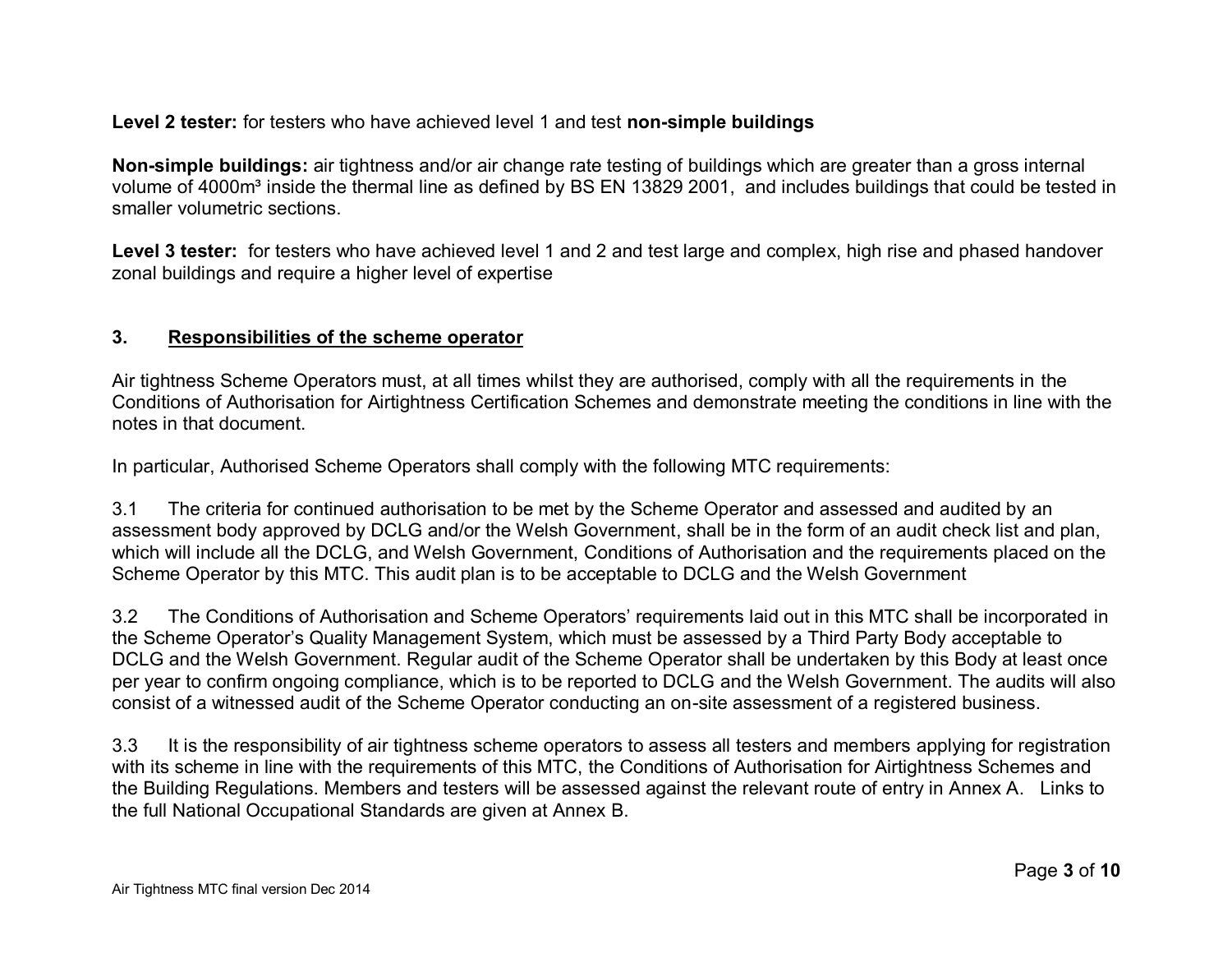**Level 2 tester:** for testers who have achieved level 1 and test **non-simple buildings**

**Non-simple buildings:** air tightness and/or air change rate testing of buildings which are greater than a gross internal volume of 4000m³ inside the thermal line as defined by BS EN 13829 2001, and includes buildings that could be tested in smaller volumetric sections.

**Level 3 tester:** for testers who have achieved level 1 and 2 and test large and complex, high rise and phased handover zonal buildings and require a higher level of expertise

## 3. Responsibilities of the scheme operator

Air tightness Scheme Operators must, at all times whilst they are authorised, comply with all the requirements in the Conditions of Authorisation for Airtightness Certification Schemes and demonstrate meeting the conditions in line with the notes in that document.

In particular, Authorised Scheme Operators shall comply with the following MTC requirements:

3.1 The criteria for continued authorisation to be met by the Scheme Operator and assessed and audited by an assessment body approved by DCLG and/or the Welsh Government, shall be in the form of an audit check list and plan, which will include all the DCLG, and Welsh Government, Conditions of Authorisation and the requirements placed on the Scheme Operator by this MTC. This audit plan is to be acceptable to DCLG and the Welsh Government

3.2 The Conditions of Authorisation and Scheme Operators' requirements laid out in this MTC shall be incorporated in the Scheme Operator's Quality Management System, which must be assessed by a Third Party Body acceptable to DCLG and the Welsh Government. Regular audit of the Scheme Operator shall be undertaken by this Body at least once per year to confirm ongoing compliance, which is to be reported to DCLG and the Welsh Government. The audits will also consist of a witnessed audit of the Scheme Operator conducting an on-site assessment of a registered business.

3.3 It is the responsibility of air tightness scheme operators to assess all testers and members applying for registration with its scheme in line with the requirements of this MTC, the Conditions of Authorisation for Airtightness Schemes and the Building Regulations. Members and testers will be assessed against the relevant route of entry in Annex A. Links to the full National Occupational Standards are given at Annex B.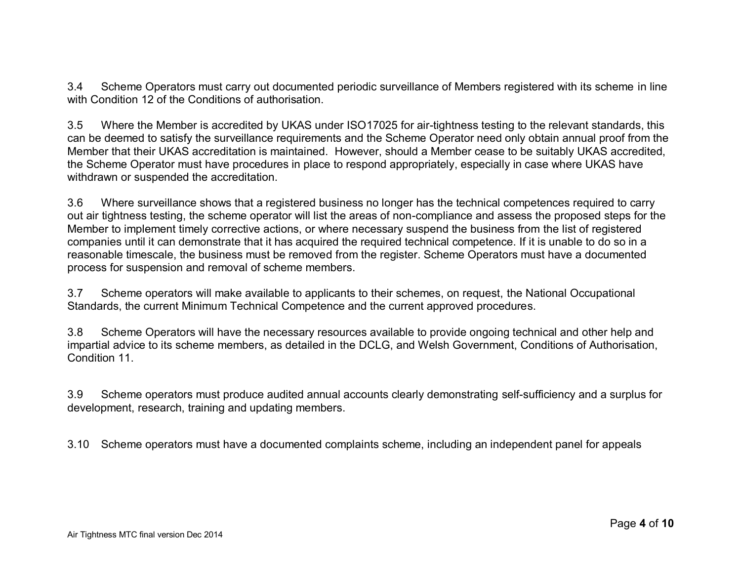3.4 Scheme Operators must carry out documented periodic surveillance of Members registered with its scheme in line with Condition 12 of the Conditions of authorisation.

3.5 Where the Member is accredited by UKAS under ISO17025 for air-tightness testing to the relevant standards, this can be deemed to satisfy the surveillance requirements and the Scheme Operator need only obtain annual proof from the Member that their UKAS accreditation is maintained. However, should a Member cease to be suitably UKAS accredited, the Scheme Operator must have procedures in place to respond appropriately, especially in case where UKAS have withdrawn or suspended the accreditation.

3.6 Where surveillance shows that a registered business no longer has the technical competences required to carry out air tightness testing, the scheme operator will list the areas of non-compliance and assess the proposed steps for the Member to implement timely corrective actions, or where necessary suspend the business from the list of registered companies until it can demonstrate that it has acquired the required technical competence. If it is unable to do so in a reasonable timescale, the business must be removed from the register. Scheme Operators must have a documented process for suspension and removal of scheme members.

3.7 Scheme operators will make available to applicants to their schemes, on request, the National Occupational Standards, the current Minimum Technical Competence and the current approved procedures.

3.8 Scheme Operators will have the necessary resources available to provide ongoing technical and other help and impartial advice to its scheme members, as detailed in the DCLG, and Welsh Government, Conditions of Authorisation, Condition 11.

3.9 Scheme operators must produce audited annual accounts clearly demonstrating self-sufficiency and a surplus for development, research, training and updating members.

3.10 Scheme operators must have a documented complaints scheme, including an independent panel for appeals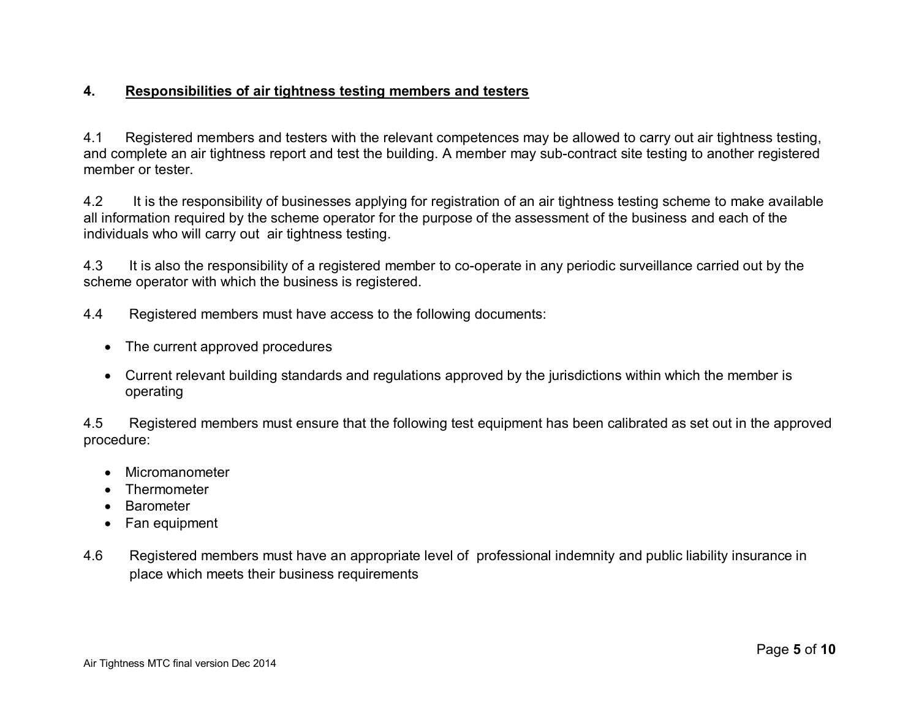## 4. Responsibilities of air tightness testing members and testers

4.1 Registered members and testers with the relevant competences may be allowed to carry out air tightness testing, and complete an air tightness report and test the building. A member may sub-contract site testing to another registered member or tester.

4.2 It is the responsibility of businesses applying for registration of an air tightness testing scheme to make available all information required by the scheme operator for the purpose of the assessment of the business and each of the individuals who will carry out air tightness testing.

4.3 It is also the responsibility of a registered member to co-operate in any periodic surveillance carried out by the scheme operator with which the business is registered.

4.4 Registered members must have access to the following documents:

- The current approved procedures
- Current relevant building standards and regulations approved by the jurisdictions within which the member is operating

4.5 Registered members must ensure that the following test equipment has been calibrated as set out in the approved procedure:

- Micromanometer
- Thermometer
- Barometer
- Fan equipment

4.6 Registered members must have an appropriate level of professional indemnity and public liability insurance in place which meets their business requirements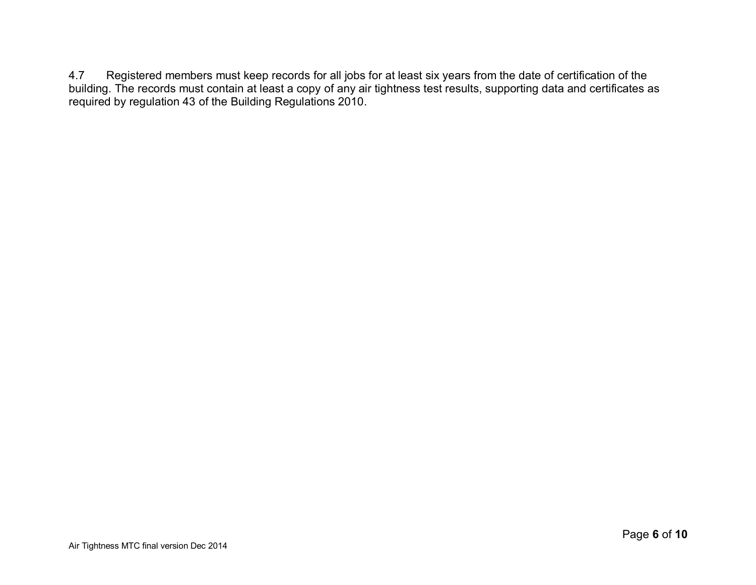4.7 Registered members must keep records for all jobs for at least six years from the date of certification of the building. The records must contain at least a copy of any air tightness test results, supporting data and certificates as required by regulation 43 of the Building Regulations 2010.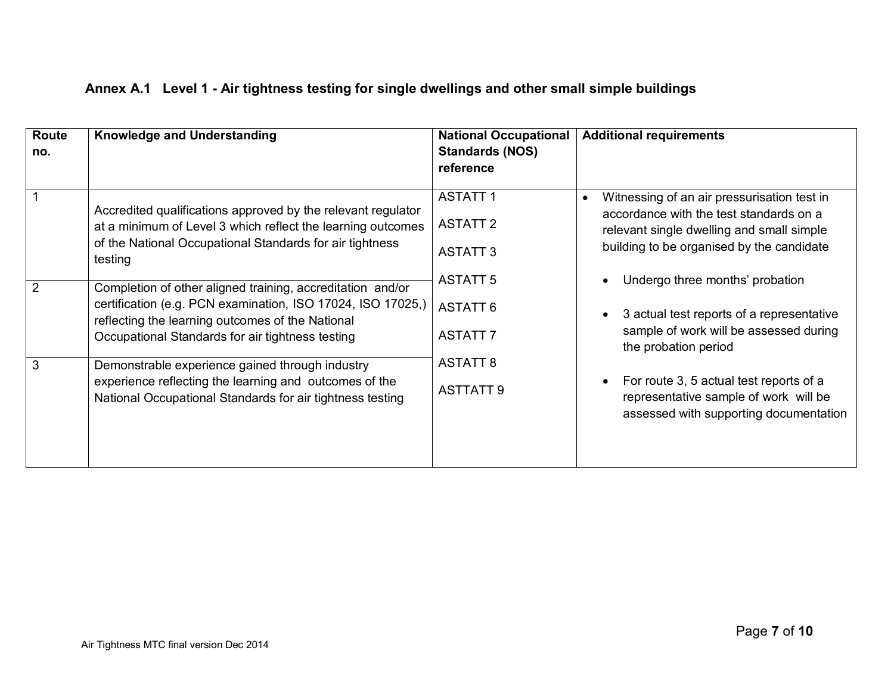### Annex A.1 Level 1 - Air tightness testing for single dwellings and other small simple buildings

| Route no. | Knowledge and Understanding | National Occupational Standards (NOS) reference | Additional requirements |
|---|---|---|---|
| 1 | Accredited qualifications approved by the relevant regulator at a minimum of Level 3 which reflect the learning outcomes of the National Occupational Standards for air tightness testing | ASTATT 1<br>ASTATT 2<br>ASTATT 3<br>ASTATT 5<br>ASTATT 6<br>ASTATT 7<br>ASTATT 8<br>ASTTATT 9 | • Witnessing of an air pressurisation test in accordance with the test standards on a relevant single dwelling and small simple building to be organised by the candidate<br>• Undergo three months' probation<br>• 3 actual test reports of a representative sample of work will be assessed during the probation period<br>• For route 3, 5 actual test reports of a representative sample of work will be assessed with supporting documentation |
| 2 | Completion of other aligned training, accreditation and/or certification (e.g. PCN examination, ISO 17024, ISO 17025,) reflecting the learning outcomes of the National Occupational Standards for air tightness testing | | |
| 3 | Demonstrable experience gained through industry experience reflecting the learning and outcomes of the National Occupational Standards for air tightness testing | | |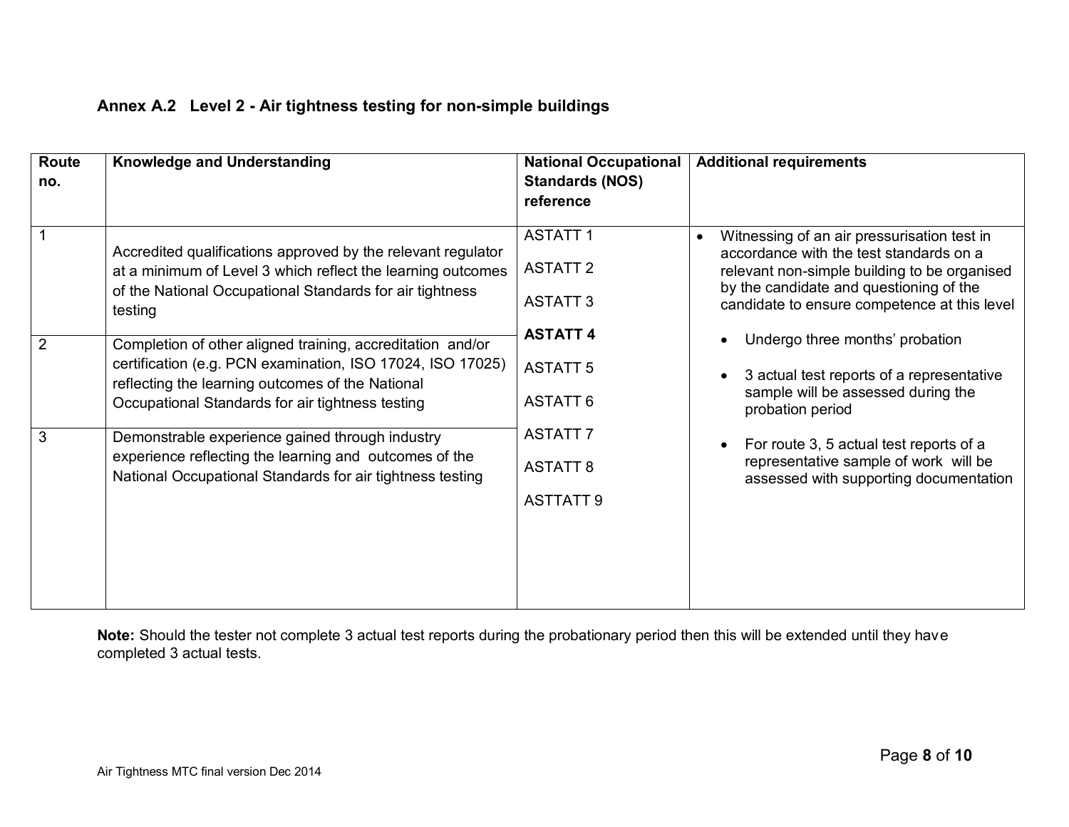## Annex A.2 Level 2 - Air tightness testing for non-simple buildings

| Route no. | Knowledge and Understanding | National Occupational Standards (NOS) reference | Additional requirements |
|---|---|---|---|
| 1 | Accredited qualifications approved by the relevant regulator at a minimum of Level 3 which reflect the learning outcomes of the National Occupational Standards for air tightness testing | ASTATT 1<br>ASTATT 2<br>ASTATT 3<br>**ASTATT 4**<br>ASTATT 5<br>ASTATT 6<br>ASTATT 7<br>ASTATT 8<br>ASTTATT 9 | • Witnessing of an air pressurisation test in accordance with the test standards on a relevant non-simple building to be organised by the candidate and questioning of the candidate to ensure competence at this level<br>• Undergo three months' probation<br>• 3 actual test reports of a representative sample will be assessed during the probation period<br>• For route 3, 5 actual test reports of a representative sample of work will be assessed with supporting documentation |
| 2 | Completion of other aligned training, accreditation and/or certification (e.g. PCN examination, ISO 17024, ISO 17025) reflecting the learning outcomes of the National Occupational Standards for air tightness testing | | |
| 3 | Demonstrable experience gained through industry experience reflecting the learning and outcomes of the National Occupational Standards for air tightness testing | | |

**Note:** Should the tester not complete 3 actual test reports during the probationary period then this will be extended until they have completed 3 actual tests.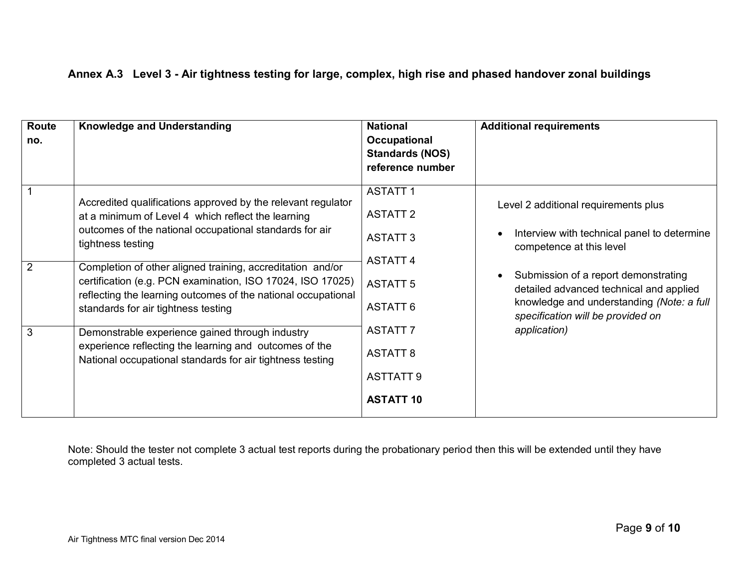## Annex A.3 Level 3 - Air tightness testing for large, complex, high rise and phased handover zonal buildings

| Route no. | Knowledge and Understanding | National Occupational Standards (NOS) reference number | Additional requirements |
|---|---|---|---|
| 1 | Accredited qualifications approved by the relevant regulator at a minimum of Level 4 which reflect the learning outcomes of the national occupational standards for air tightness testing | ASTATT 1<br>ASTATT 2<br>ASTATT 3<br>ASTATT 4<br>ASTATT 5<br>ASTATT 6<br>ASTATT 7<br>ASTATT 8<br>ASTTATT 9<br>**ASTATT 10** | Level 2 additional requirements plus<br>• Interview with technical panel to determine competence at this level<br>• Submission of a report demonstrating detailed advanced technical and applied knowledge and understanding *(Note: a full specification will be provided on application)* |
| 2 | Completion of other aligned training, accreditation and/or certification (e.g. PCN examination, ISO 17024, ISO 17025) reflecting the learning outcomes of the national occupational standards for air tightness testing | | |
| 3 | Demonstrable experience gained through industry experience reflecting the learning and outcomes of the National occupational standards for air tightness testing | | |

Note: Should the tester not complete 3 actual test reports during the probationary period then this will be extended until they have completed 3 actual tests.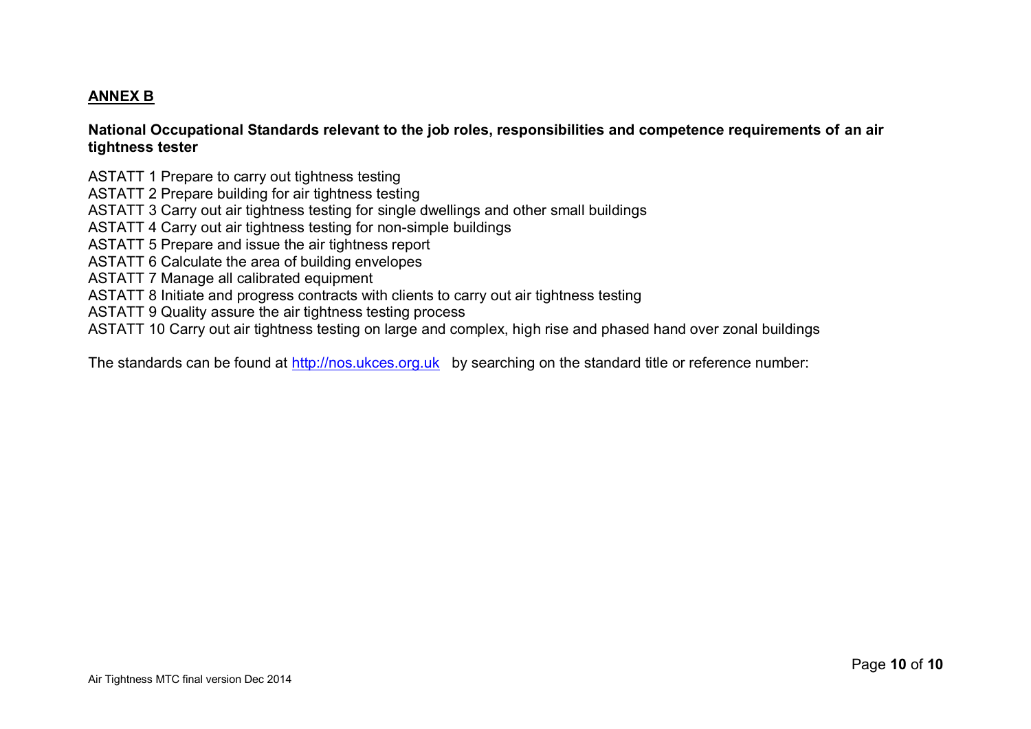## ANNEX B

**National Occupational Standards relevant to the job roles, responsibilities and competence requirements of an air tightness tester**

ASTATT 1 Prepare to carry out tightness testing
ASTATT 2 Prepare building for air tightness testing
ASTATT 3 Carry out air tightness testing for single dwellings and other small buildings
ASTATT 4 Carry out air tightness testing for non-simple buildings
ASTATT 5 Prepare and issue the air tightness report
ASTATT 6 Calculate the area of building envelopes
ASTATT 7 Manage all calibrated equipment
ASTATT 8 Initiate and progress contracts with clients to carry out air tightness testing
ASTATT 9 Quality assure the air tightness testing process
ASTATT 10 Carry out air tightness testing on large and complex, high rise and phased hand over zonal buildings

The standards can be found at [http://nos.ukces.org.uk](http://nos.ukces.org.uk) by searching on the standard title or reference number: